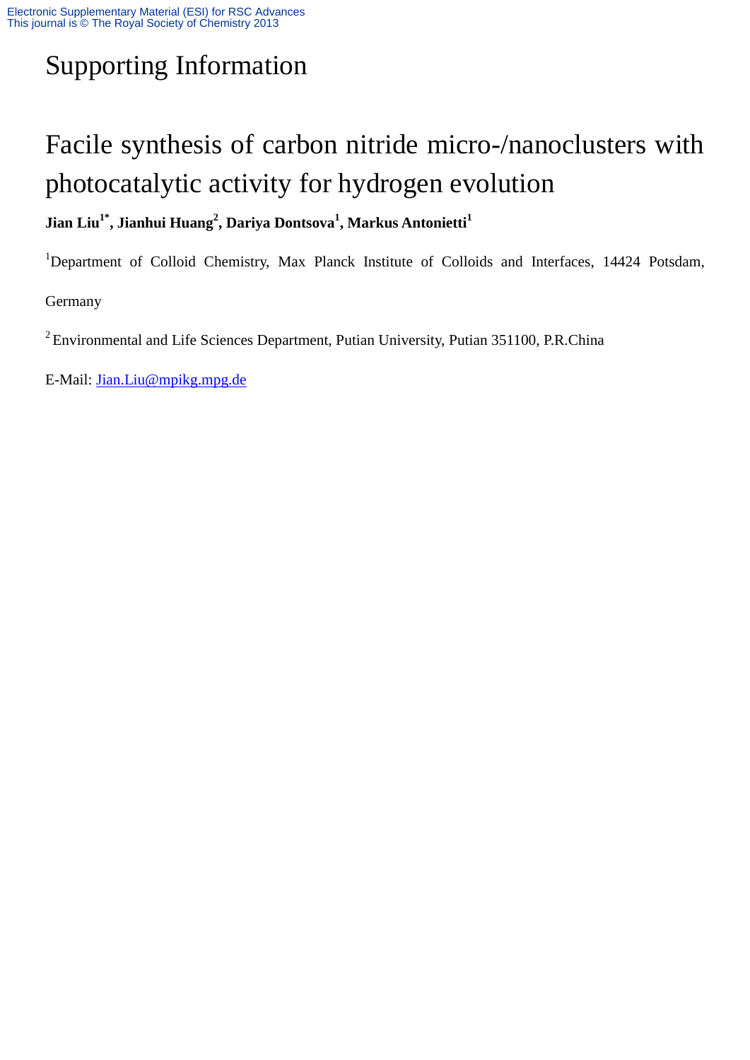# Supporting Information

# Facile synthesis of carbon nitride micro-/nanoclusters with photocatalytic activity for hydrogen evolution

**Jian Liu[1*], Jianhui Huang[2], Dariya Dontsova[1], Markus Antonietti[1]**

[1]Department of Colloid Chemistry, Max Planck Institute of Colloids and Interfaces, 14424 Potsdam, Germany

[2] Environmental and Life Sciences Department, Putian University, Putian 351100, P.R.China

E-Mail: Jian.Liu@mpikg.mpg.de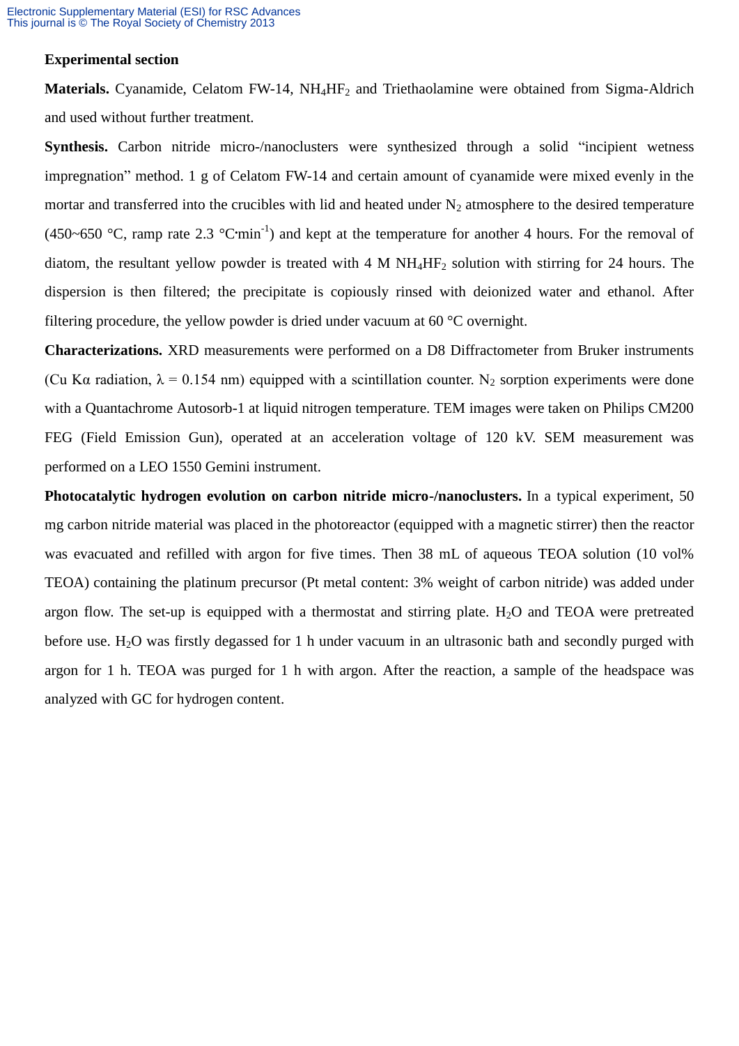## Experimental section

**Materials.** Cyanamide, Celatom FW-14, $NH_4HF_2$ and Triethaolamine were obtained from Sigma-Aldrich and used without further treatment.

**Synthesis.** Carbon nitride micro-/nanoclusters were synthesized through a solid "incipient wetness impregnation" method. 1 g of Celatom FW-14 and certain amount of cyanamide were mixed evenly in the mortar and transferred into the crucibles with lid and heated under $N_2$ atmosphere to the desired temperature (450~650 °C, ramp rate 2.3 $°C·min^{-1}$) and kept at the temperature for another 4 hours. For the removal of diatom, the resultant yellow powder is treated with 4 M $NH_4HF_2$ solution with stirring for 24 hours. The dispersion is then filtered; the precipitate is copiously rinsed with deionized water and ethanol. After filtering procedure, the yellow powder is dried under vacuum at 60 °C overnight.

**Characterizations.** XRD measurements were performed on a D8 Diffractometer from Bruker instruments (Cu Kα radiation, λ = 0.154 nm) equipped with a scintillation counter. $N_2$ sorption experiments were done with a Quantachrome Autosorb-1 at liquid nitrogen temperature. TEM images were taken on Philips CM200 FEG (Field Emission Gun), operated at an acceleration voltage of 120 kV. SEM measurement was performed on a LEO 1550 Gemini instrument.

**Photocatalytic hydrogen evolution on carbon nitride micro-/nanoclusters.** In a typical experiment, 50 mg carbon nitride material was placed in the photoreactor (equipped with a magnetic stirrer) then the reactor was evacuated and refilled with argon for five times. Then 38 mL of aqueous TEOA solution (10 vol% TEOA) containing the platinum precursor (Pt metal content: 3% weight of carbon nitride) was added under argon flow. The set-up is equipped with a thermostat and stirring plate. $H_2O$ and TEOA were pretreated before use. $H_2O$ was firstly degassed for 1 h under vacuum in an ultrasonic bath and secondly purged with argon for 1 h. TEOA was purged for 1 h with argon. After the reaction, a sample of the headspace was analyzed with GC for hydrogen content.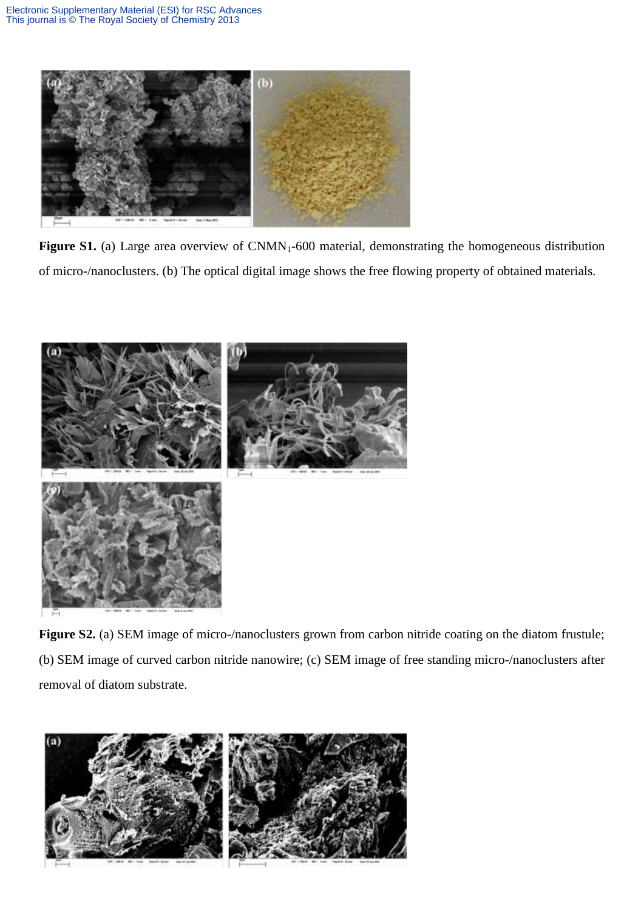**Figure S1.** (a) Large area overview of $CNMN_1$-600 material, demonstrating the homogeneous distribution of micro-/nanoclusters. (b) The optical digital image shows the free flowing property of obtained materials.

**Figure S2.** (a) SEM image of micro-/nanoclusters grown from carbon nitride coating on the diatom frustule; (b) SEM image of curved carbon nitride nanowire; (c) SEM image of free standing micro-/nanoclusters after removal of diatom substrate.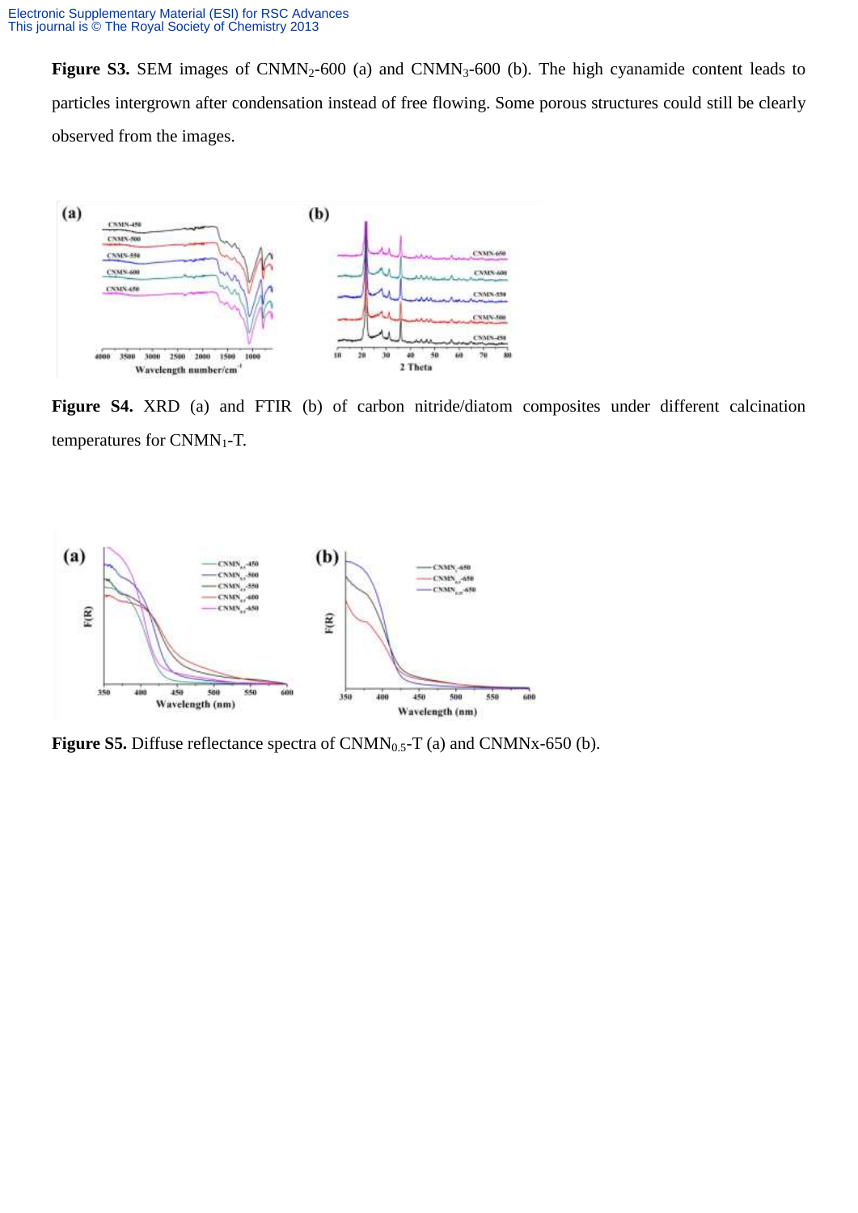**Figure S3.** SEM images of $CNMN_2$-600 (a) and $CNMN_3$-600 (b). The high cyanamide content leads to particles intergrown after condensation instead of free flowing. Some porous structures could still be clearly observed from the images.

**Figure S4.** XRD (a) and FTIR (b) of carbon nitride/diatom composites under different calcination temperatures for $CNMN_1$-T.

**Figure S5.** Diffuse reflectance spectra of $CNMN_{0.5}$-T (a) and CNMNx-650 (b).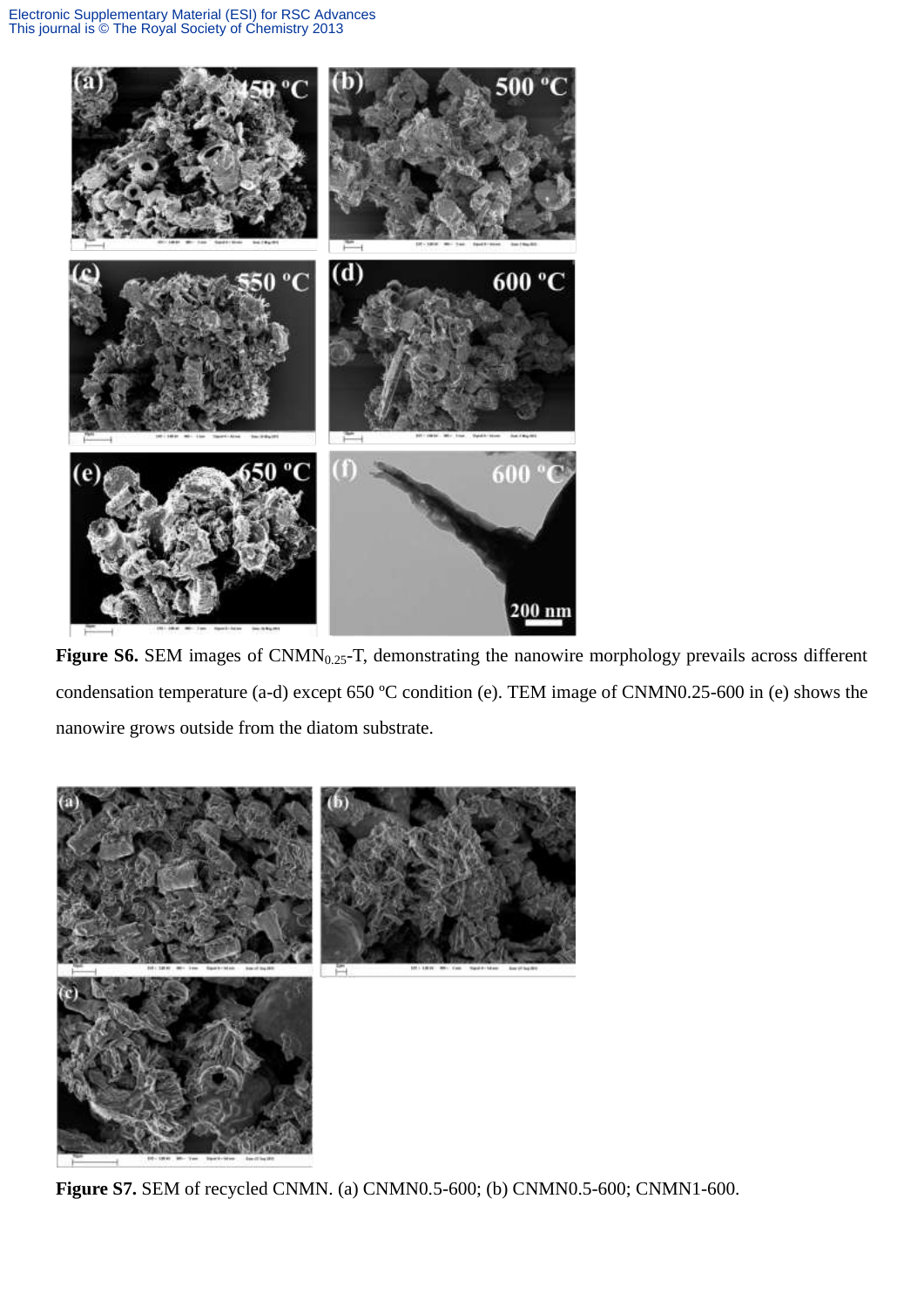**Figure S6.** SEM images of $CNMN_{0.25}$-T, demonstrating the nanowire morphology prevails across different condensation temperature (a-d) except 650 ºC condition (e). TEM image of CNMN0.25-600 in (e) shows the nanowire grows outside from the diatom substrate.

**Figure S7.** SEM of recycled CNMN. (a) CNMN0.5-600; (b) CNMN0.5-600; CNMN1-600.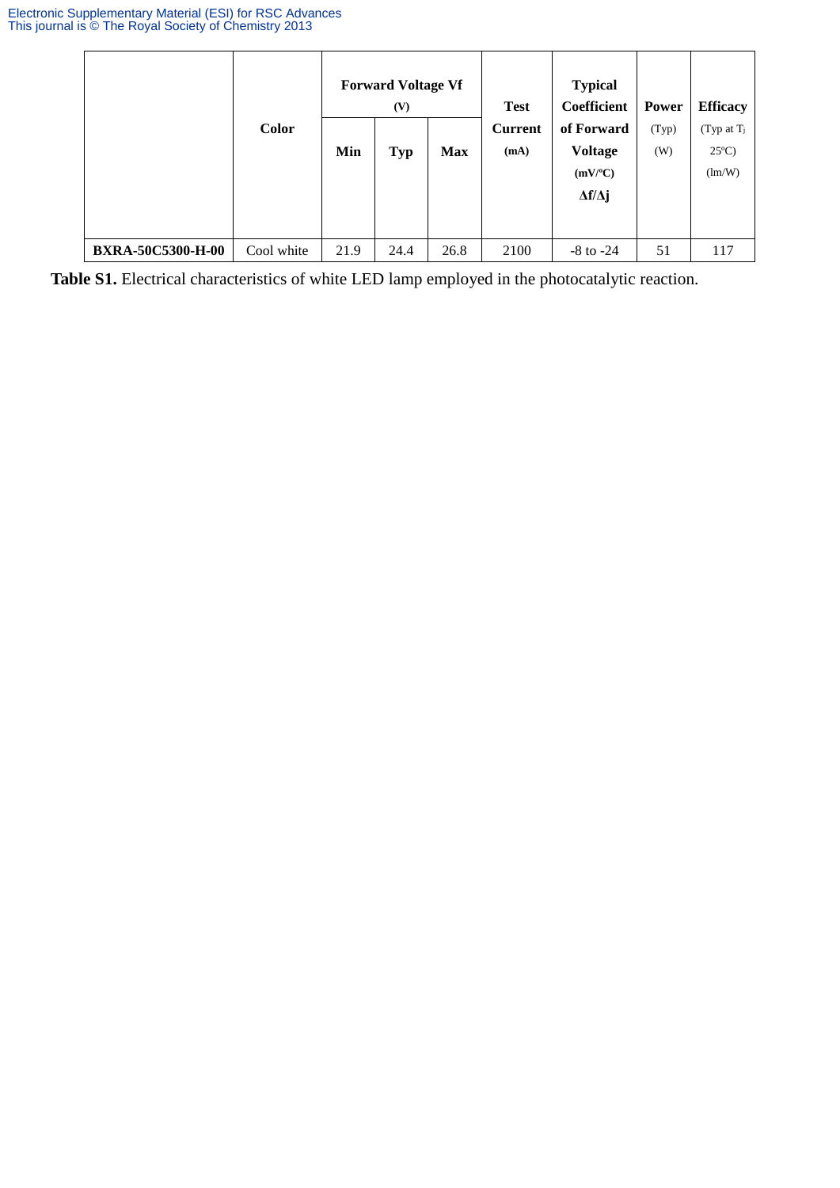| | Color | Forward Voltage Vf (V) | | | Test Current (mA) | Typical Coefficient of Forward Voltage (mV/ºC) Δf/Δj | Power (Typ) (W) | Efficacy (Typ at $T_j$ 25ºC) (lm/W) |
|---|---|---|---|---|---|---|---|---|
| | | Min | Typ | Max | | | | |
| **BXRA-50C5300-H-00** | Cool white | 21.9 | 24.4 | 26.8 | 2100 | -8 to -24 | 51 | 117 |

**Table S1.** Electrical characteristics of white LED lamp employed in the photocatalytic reaction.